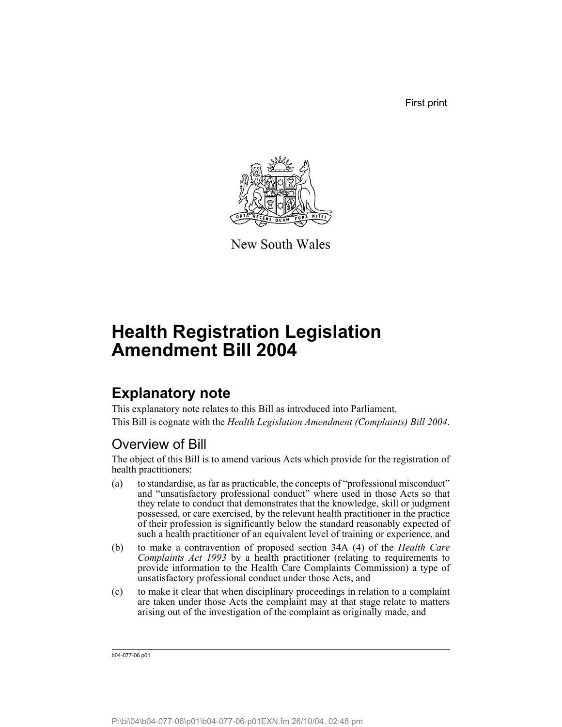First print

New South Wales

# Health Registration Legislation Amendment Bill 2004

## Explanatory note

This explanatory note relates to this Bill as introduced into Parliament.

This Bill is cognate with the *Health Legislation Amendment (Complaints) Bill 2004*.

### Overview of Bill

The object of this Bill is to amend various Acts which provide for the registration of health practitioners:

(a) to standardise, as far as practicable, the concepts of "professional misconduct" and "unsatisfactory professional conduct" where used in those Acts so that they relate to conduct that demonstrates that the knowledge, skill or judgment possessed, or care exercised, by the relevant health practitioner in the practice of their profession is significantly below the standard reasonably expected of such a health practitioner of an equivalent level of training or experience, and

(b) to make a contravention of proposed section 34A (4) of the *Health Care Complaints Act 1993* by a health practitioner (relating to requirements to provide information to the Health Care Complaints Commission) a type of unsatisfactory professional conduct under those Acts, and

(c) to make it clear that when disciplinary proceedings in relation to a complaint are taken under those Acts the complaint may at that stage relate to matters arising out of the investigation of the complaint as originally made, and

b04-077-06.p01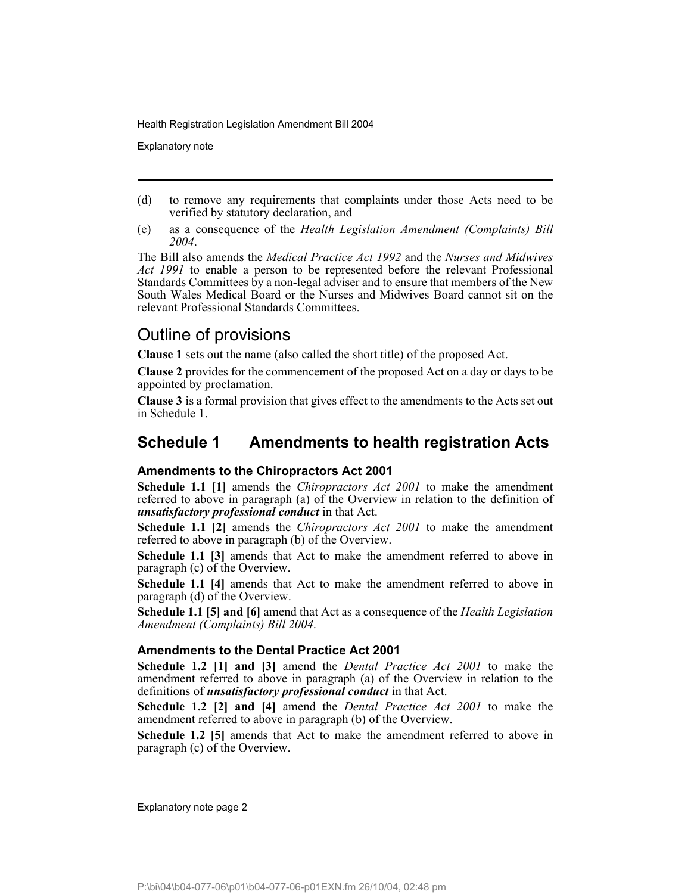(d) to remove any requirements that complaints under those Acts need to be verified by statutory declaration, and

(e) as a consequence of the *Health Legislation Amendment (Complaints) Bill 2004*.

The Bill also amends the *Medical Practice Act 1992* and the *Nurses and Midwives Act 1991* to enable a person to be represented before the relevant Professional Standards Committees by a non-legal adviser and to ensure that members of the New South Wales Medical Board or the Nurses and Midwives Board cannot sit on the relevant Professional Standards Committees.

## Outline of provisions

**Clause 1** sets out the name (also called the short title) of the proposed Act.

**Clause 2** provides for the commencement of the proposed Act on a day or days to be appointed by proclamation.

**Clause 3** is a formal provision that gives effect to the amendments to the Acts set out in Schedule 1.

## Schedule 1 Amendments to health registration Acts

### Amendments to the Chiropractors Act 2001

**Schedule 1.1 [1]** amends the *Chiropractors Act 2001* to make the amendment referred to above in paragraph (a) of the Overview in relation to the definition of ***unsatisfactory professional conduct*** in that Act.

**Schedule 1.1 [2]** amends the *Chiropractors Act 2001* to make the amendment referred to above in paragraph (b) of the Overview.

**Schedule 1.1 [3]** amends that Act to make the amendment referred to above in paragraph (c) of the Overview.

**Schedule 1.1 [4]** amends that Act to make the amendment referred to above in paragraph (d) of the Overview.

**Schedule 1.1 [5] and [6]** amend that Act as a consequence of the *Health Legislation Amendment (Complaints) Bill 2004*.

### Amendments to the Dental Practice Act 2001

**Schedule 1.2 [1] and [3]** amend the *Dental Practice Act 2001* to make the amendment referred to above in paragraph (a) of the Overview in relation to the definitions of ***unsatisfactory professional conduct*** in that Act.

**Schedule 1.2 [2] and [4]** amend the *Dental Practice Act 2001* to make the amendment referred to above in paragraph (b) of the Overview.

**Schedule 1.2 [5]** amends that Act to make the amendment referred to above in paragraph (c) of the Overview.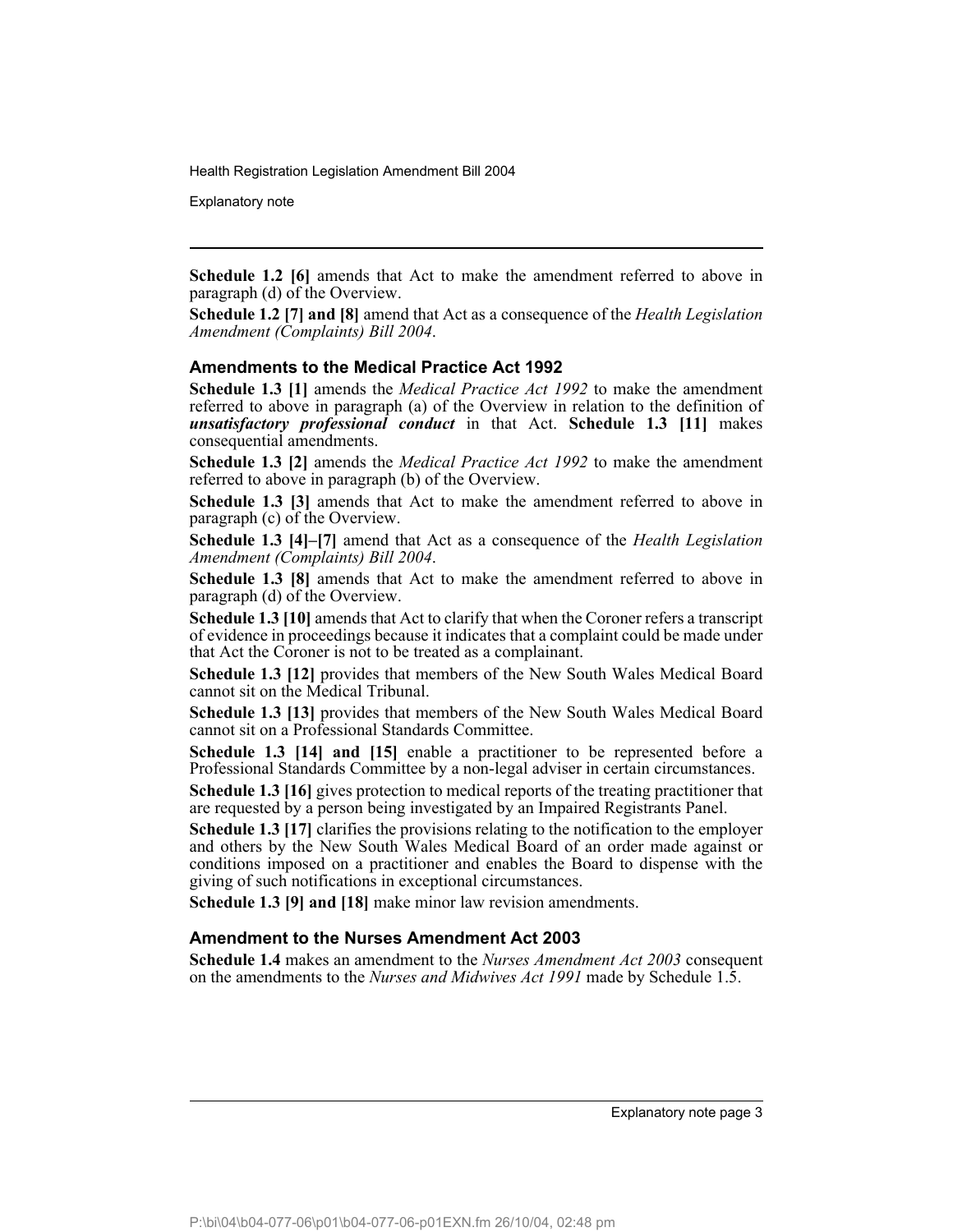**Schedule 1.2 [6]** amends that Act to make the amendment referred to above in paragraph (d) of the Overview.

**Schedule 1.2 [7] and [8]** amend that Act as a consequence of the *Health Legislation Amendment (Complaints) Bill 2004*.

### Amendments to the Medical Practice Act 1992

**Schedule 1.3 [1]** amends the *Medical Practice Act 1992* to make the amendment referred to above in paragraph (a) of the Overview in relation to the definition of ***unsatisfactory professional conduct*** in that Act. **Schedule 1.3 [11]** makes consequential amendments.

**Schedule 1.3 [2]** amends the *Medical Practice Act 1992* to make the amendment referred to above in paragraph (b) of the Overview.

**Schedule 1.3 [3]** amends that Act to make the amendment referred to above in paragraph (c) of the Overview.

**Schedule 1.3 [4]–[7]** amend that Act as a consequence of the *Health Legislation Amendment (Complaints) Bill 2004*.

**Schedule 1.3 [8]** amends that Act to make the amendment referred to above in paragraph (d) of the Overview.

**Schedule 1.3 [10]** amends that Act to clarify that when the Coroner refers a transcript of evidence in proceedings because it indicates that a complaint could be made under that Act the Coroner is not to be treated as a complainant.

**Schedule 1.3 [12]** provides that members of the New South Wales Medical Board cannot sit on the Medical Tribunal.

**Schedule 1.3 [13]** provides that members of the New South Wales Medical Board cannot sit on a Professional Standards Committee.

**Schedule 1.3 [14] and [15]** enable a practitioner to be represented before a Professional Standards Committee by a non-legal adviser in certain circumstances.

**Schedule 1.3 [16]** gives protection to medical reports of the treating practitioner that are requested by a person being investigated by an Impaired Registrants Panel.

**Schedule 1.3 [17]** clarifies the provisions relating to the notification to the employer and others by the New South Wales Medical Board of an order made against or conditions imposed on a practitioner and enables the Board to dispense with the giving of such notifications in exceptional circumstances.

**Schedule 1.3 [9] and [18]** make minor law revision amendments.

### Amendment to the Nurses Amendment Act 2003

**Schedule 1.4** makes an amendment to the *Nurses Amendment Act 2003* consequent on the amendments to the *Nurses and Midwives Act 1991* made by Schedule 1.5.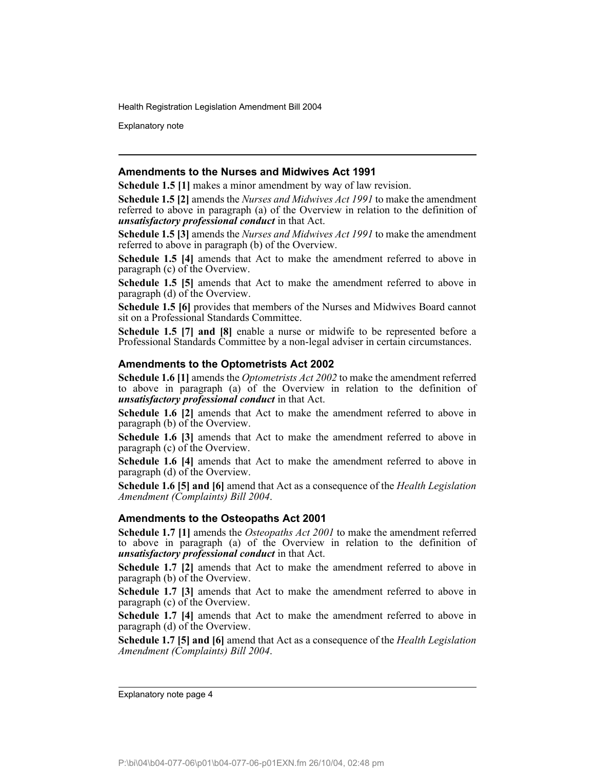### Amendments to the Nurses and Midwives Act 1991

**Schedule 1.5 [1]** makes a minor amendment by way of law revision.

**Schedule 1.5 [2]** amends the *Nurses and Midwives Act 1991* to make the amendment referred to above in paragraph (a) of the Overview in relation to the definition of ***unsatisfactory professional conduct*** in that Act.

**Schedule 1.5 [3]** amends the *Nurses and Midwives Act 1991* to make the amendment referred to above in paragraph (b) of the Overview.

**Schedule 1.5 [4]** amends that Act to make the amendment referred to above in paragraph (c) of the Overview.

**Schedule 1.5 [5]** amends that Act to make the amendment referred to above in paragraph (d) of the Overview.

**Schedule 1.5 [6]** provides that members of the Nurses and Midwives Board cannot sit on a Professional Standards Committee.

**Schedule 1.5 [7] and [8]** enable a nurse or midwife to be represented before a Professional Standards Committee by a non-legal adviser in certain circumstances.

### Amendments to the Optometrists Act 2002

**Schedule 1.6 [1]** amends the *Optometrists Act 2002* to make the amendment referred to above in paragraph (a) of the Overview in relation to the definition of ***unsatisfactory professional conduct*** in that Act.

**Schedule 1.6 [2]** amends that Act to make the amendment referred to above in paragraph (b) of the Overview.

**Schedule 1.6 [3]** amends that Act to make the amendment referred to above in paragraph (c) of the Overview.

**Schedule 1.6 [4]** amends that Act to make the amendment referred to above in paragraph (d) of the Overview.

**Schedule 1.6 [5] and [6]** amend that Act as a consequence of the *Health Legislation Amendment (Complaints) Bill 2004*.

### Amendments to the Osteopaths Act 2001

**Schedule 1.7 [1]** amends the *Osteopaths Act 2001* to make the amendment referred to above in paragraph (a) of the Overview in relation to the definition of ***unsatisfactory professional conduct*** in that Act.

**Schedule 1.7 [2]** amends that Act to make the amendment referred to above in paragraph (b) of the Overview.

**Schedule 1.7 [3]** amends that Act to make the amendment referred to above in paragraph (c) of the Overview.

**Schedule 1.7 [4]** amends that Act to make the amendment referred to above in paragraph (d) of the Overview.

**Schedule 1.7 [5] and [6]** amend that Act as a consequence of the *Health Legislation Amendment (Complaints) Bill 2004*.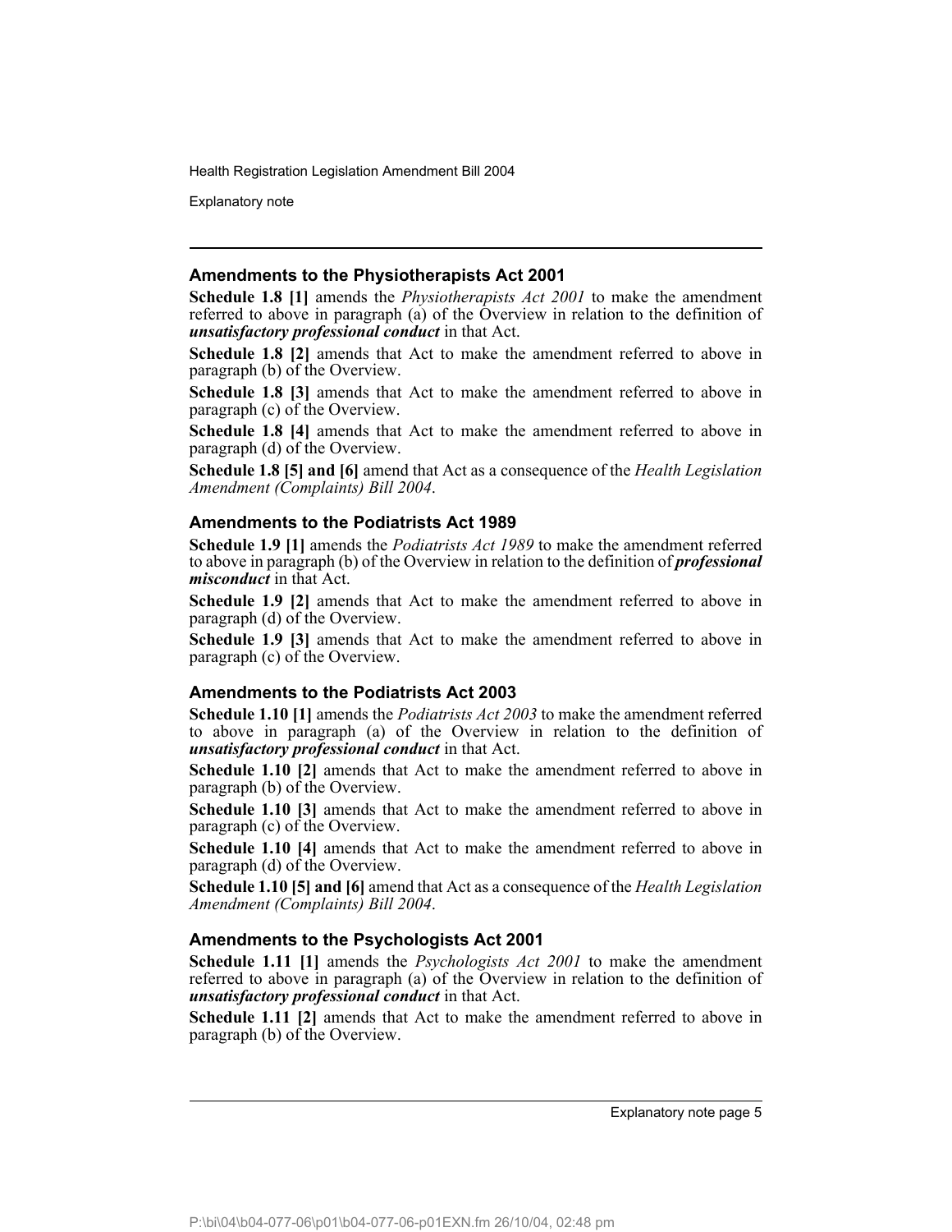### Amendments to the Physiotherapists Act 2001

**Schedule 1.8 [1]** amends the *Physiotherapists Act 2001* to make the amendment referred to above in paragraph (a) of the Overview in relation to the definition of ***unsatisfactory professional conduct*** in that Act.

**Schedule 1.8 [2]** amends that Act to make the amendment referred to above in paragraph (b) of the Overview.

**Schedule 1.8 [3]** amends that Act to make the amendment referred to above in paragraph (c) of the Overview.

**Schedule 1.8 [4]** amends that Act to make the amendment referred to above in paragraph (d) of the Overview.

**Schedule 1.8 [5] and [6]** amend that Act as a consequence of the *Health Legislation Amendment (Complaints) Bill 2004*.

### Amendments to the Podiatrists Act 1989

**Schedule 1.9 [1]** amends the *Podiatrists Act 1989* to make the amendment referred to above in paragraph (b) of the Overview in relation to the definition of ***professional misconduct*** in that Act.

**Schedule 1.9 [2]** amends that Act to make the amendment referred to above in paragraph (d) of the Overview.

**Schedule 1.9 [3]** amends that Act to make the amendment referred to above in paragraph (c) of the Overview.

### Amendments to the Podiatrists Act 2003

**Schedule 1.10 [1]** amends the *Podiatrists Act 2003* to make the amendment referred to above in paragraph (a) of the Overview in relation to the definition of ***unsatisfactory professional conduct*** in that Act.

**Schedule 1.10 [2]** amends that Act to make the amendment referred to above in paragraph (b) of the Overview.

**Schedule 1.10 [3]** amends that Act to make the amendment referred to above in paragraph (c) of the Overview.

**Schedule 1.10 [4]** amends that Act to make the amendment referred to above in paragraph (d) of the Overview.

**Schedule 1.10 [5] and [6]** amend that Act as a consequence of the *Health Legislation Amendment (Complaints) Bill 2004*.

### Amendments to the Psychologists Act 2001

**Schedule 1.11 [1]** amends the *Psychologists Act 2001* to make the amendment referred to above in paragraph (a) of the Overview in relation to the definition of ***unsatisfactory professional conduct*** in that Act.

**Schedule 1.11 [2]** amends that Act to make the amendment referred to above in paragraph (b) of the Overview.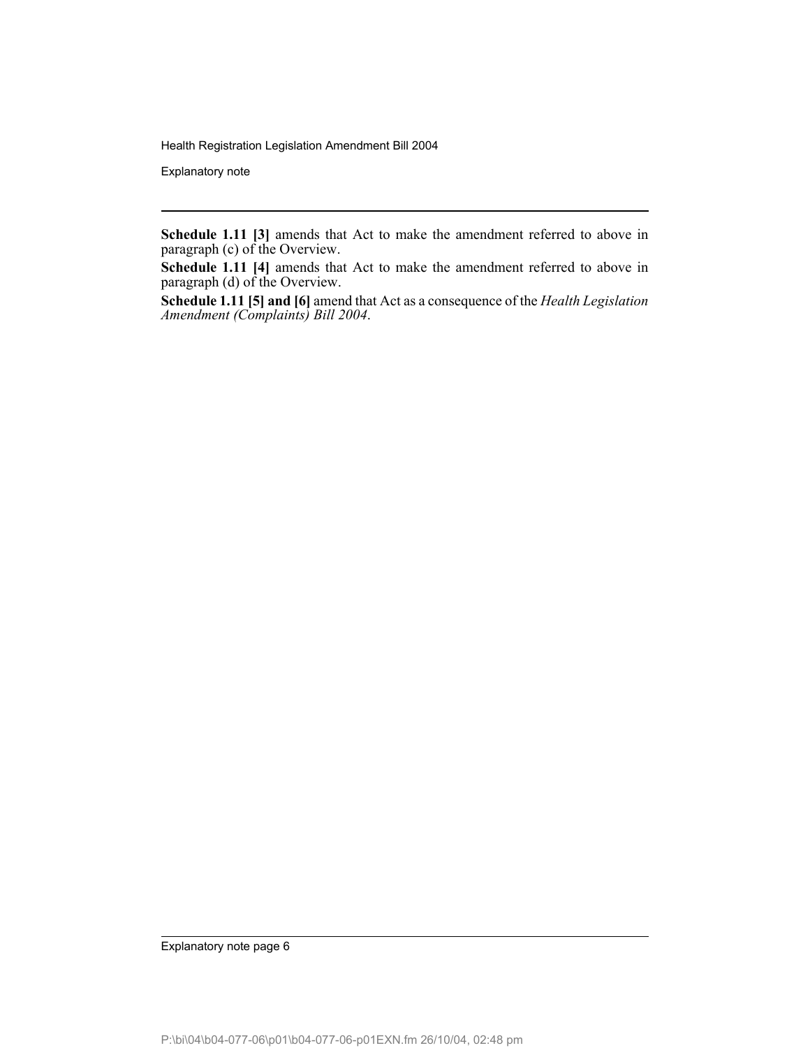**Schedule 1.11 [3]** amends that Act to make the amendment referred to above in paragraph (c) of the Overview.

**Schedule 1.11 [4]** amends that Act to make the amendment referred to above in paragraph (d) of the Overview.

**Schedule 1.11 [5] and [6]** amend that Act as a consequence of the *Health Legislation Amendment (Complaints) Bill 2004*.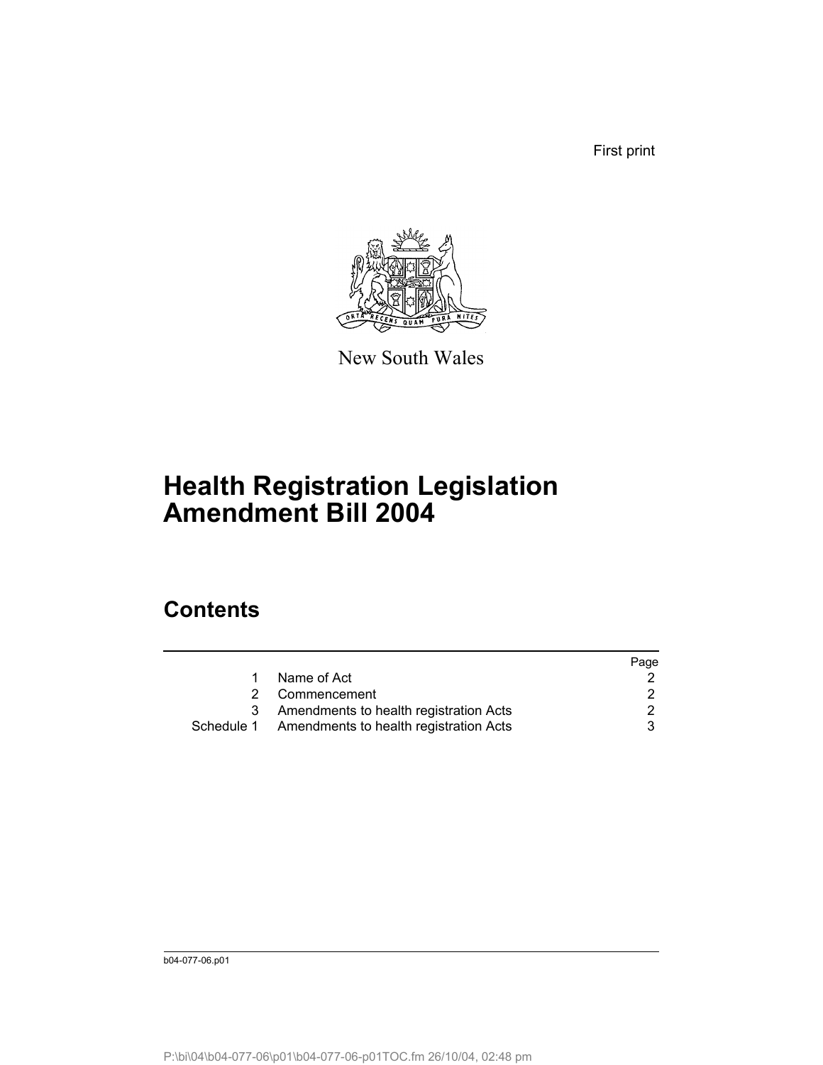First print

New South Wales

# Health Registration Legislation Amendment Bill 2004

## Contents

| | | Page |
|---|---|---|
| 1 | Name of Act | 2 |
| 2 | Commencement | 2 |
| 3 | Amendments to health registration Acts | 2 |
| Schedule 1 | Amendments to health registration Acts | 3 |

b04-077-06.p01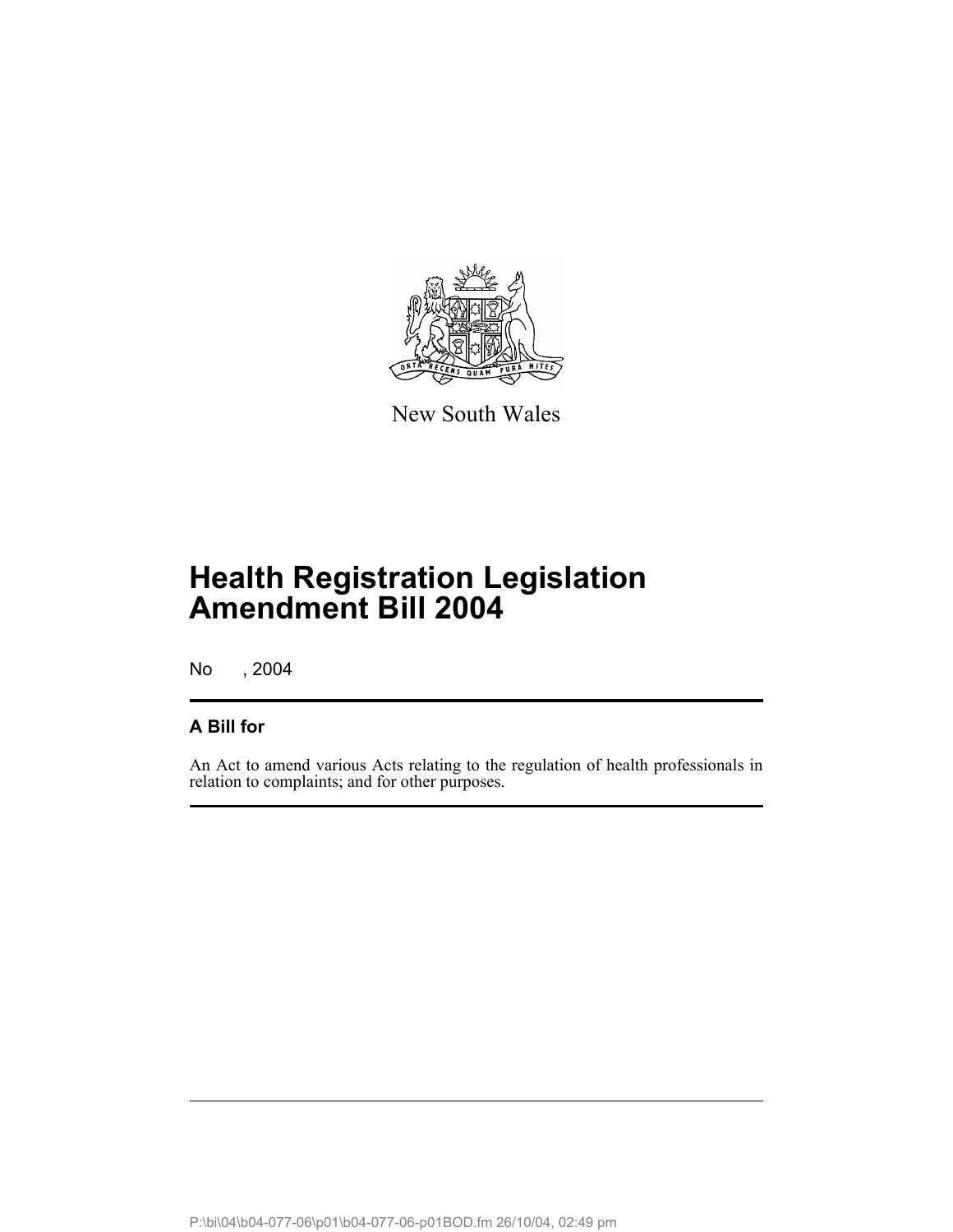New South Wales

# Health Registration Legislation Amendment Bill 2004

No , 2004

## A Bill for

An Act to amend various Acts relating to the regulation of health professionals in relation to complaints; and for other purposes.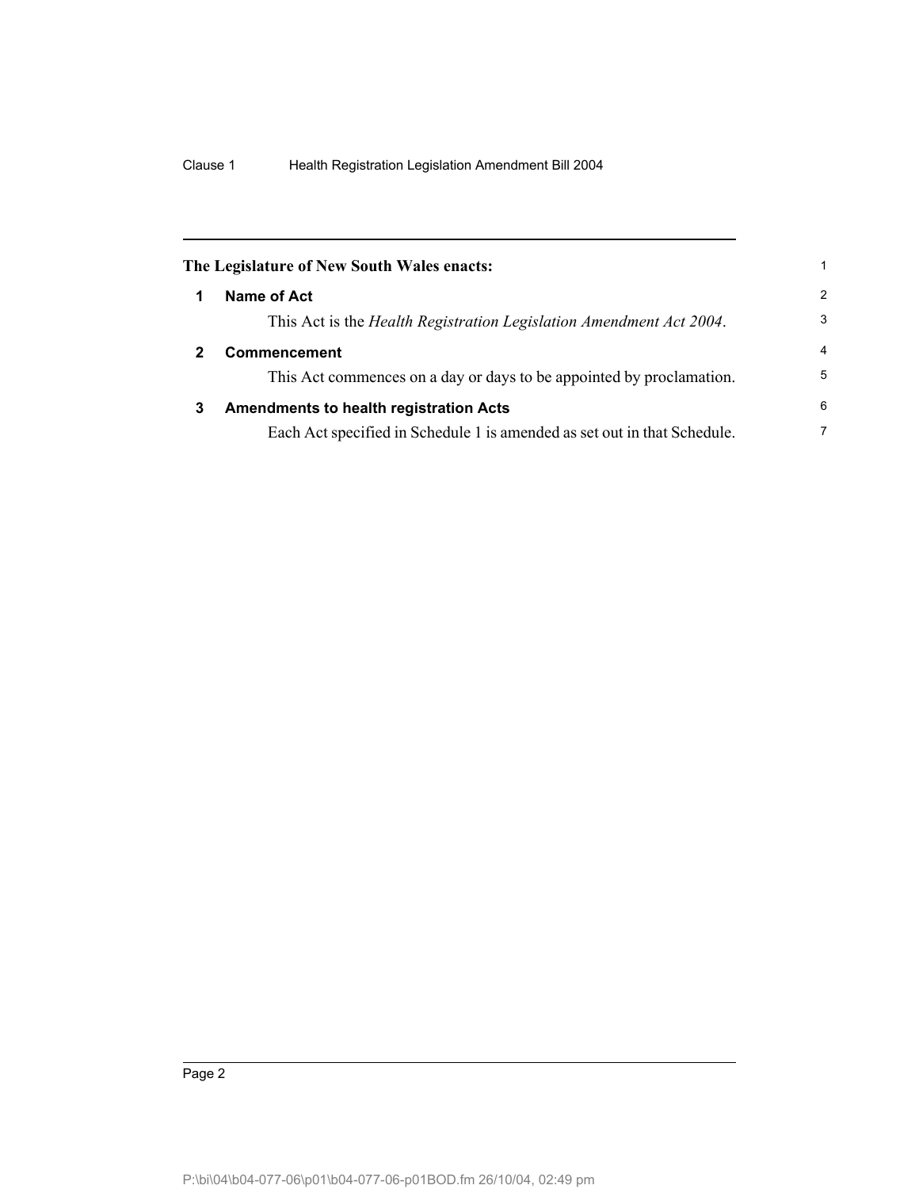**The Legislature of New South Wales enacts:**

## 1 Name of Act

This Act is the *Health Registration Legislation Amendment Act 2004*.

## 2 Commencement

This Act commences on a day or days to be appointed by proclamation.

## 3 Amendments to health registration Acts

Each Act specified in Schedule 1 is amended as set out in that Schedule.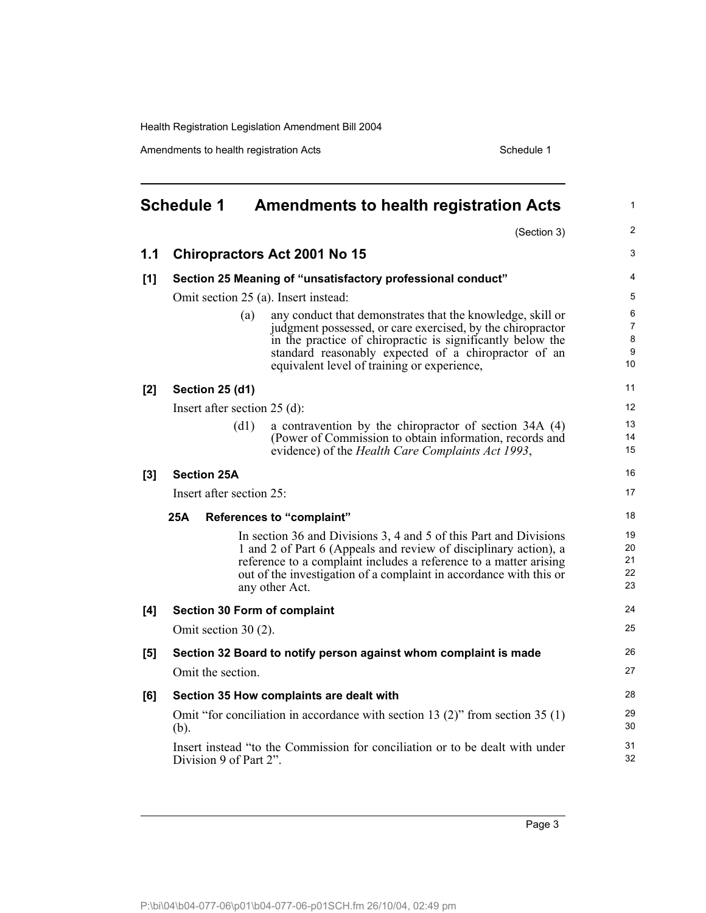# Schedule 1 Amendments to health registration Acts

(Section 3)

## 1.1 Chiropractors Act 2001 No 15

### [1] Section 25 Meaning of "unsatisfactory professional conduct"

Omit section 25 (a). Insert instead:

(a) any conduct that demonstrates that the knowledge, skill or judgment possessed, or care exercised, by the chiropractor in the practice of chiropractic is significantly below the standard reasonably expected of a chiropractor of an equivalent level of training or experience,

### [2] Section 25 (d1)

Insert after section 25 (d):

(d1) a contravention by the chiropractor of section 34A (4) (Power of Commission to obtain information, records and evidence) of the *Health Care Complaints Act 1993*,

### [3] Section 25A

Insert after section 25:

**25A References to "complaint"**

In section 36 and Divisions 3, 4 and 5 of this Part and Divisions 1 and 2 of Part 6 (Appeals and review of disciplinary action), a reference to a complaint includes a reference to a matter arising out of the investigation of a complaint in accordance with this or any other Act.

### [4] Section 30 Form of complaint

Omit section 30 (2).

### [5] Section 32 Board to notify person against whom complaint is made

Omit the section.

### [6] Section 35 How complaints are dealt with

Omit "for conciliation in accordance with section 13 (2)" from section 35 (1) (b).

Insert instead "to the Commission for conciliation or to be dealt with under Division 9 of Part 2".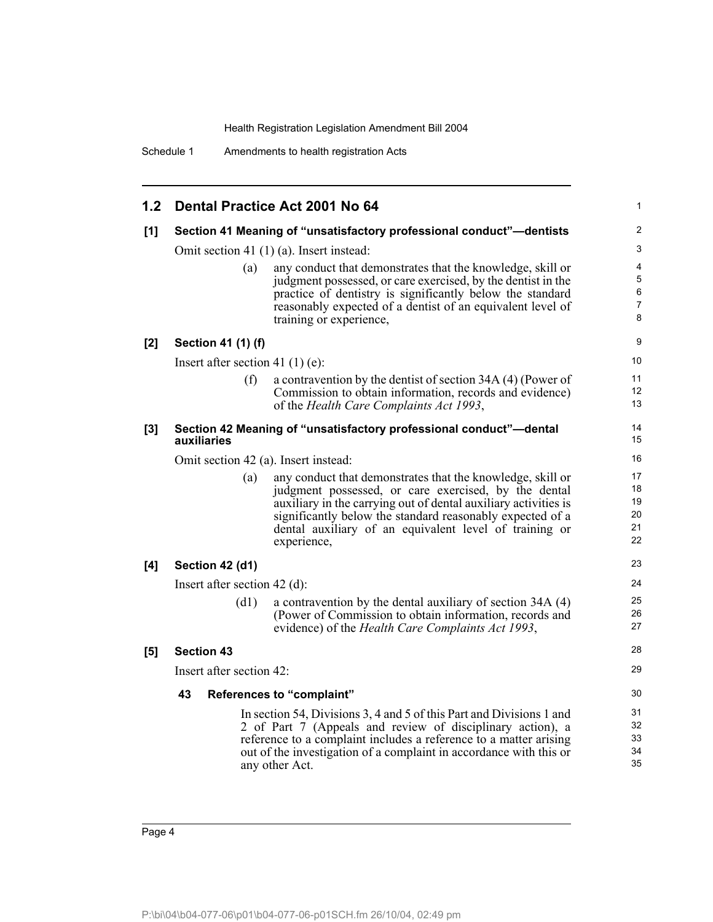## 1.2 Dental Practice Act 2001 No 64

**[1] Section 41 Meaning of "unsatisfactory professional conduct"—dentists**

Omit section 41 (1) (a). Insert instead:

(a) any conduct that demonstrates that the knowledge, skill or judgment possessed, or care exercised, by the dentist in the practice of dentistry is significantly below the standard reasonably expected of a dentist of an equivalent level of training or experience,

**[2] Section 41 (1) (f)**

Insert after section 41 (1) (e):

(f) a contravention by the dentist of section 34A (4) (Power of Commission to obtain information, records and evidence) of the *Health Care Complaints Act 1993*,

**[3] Section 42 Meaning of "unsatisfactory professional conduct"—dental auxiliaries**

Omit section 42 (a). Insert instead:

(a) any conduct that demonstrates that the knowledge, skill or judgment possessed, or care exercised, by the dental auxiliary in the carrying out of dental auxiliary activities is significantly below the standard reasonably expected of a dental auxiliary of an equivalent level of training or experience,

**[4] Section 42 (d1)**

Insert after section 42 (d):

(d1) a contravention by the dental auxiliary of section 34A (4) (Power of Commission to obtain information, records and evidence) of the *Health Care Complaints Act 1993*,

**[5] Section 43**

Insert after section 42:

**43 References to "complaint"**

In section 54, Divisions 3, 4 and 5 of this Part and Divisions 1 and 2 of Part 7 (Appeals and review of disciplinary action), a reference to a complaint includes a reference to a matter arising out of the investigation of a complaint in accordance with this or any other Act.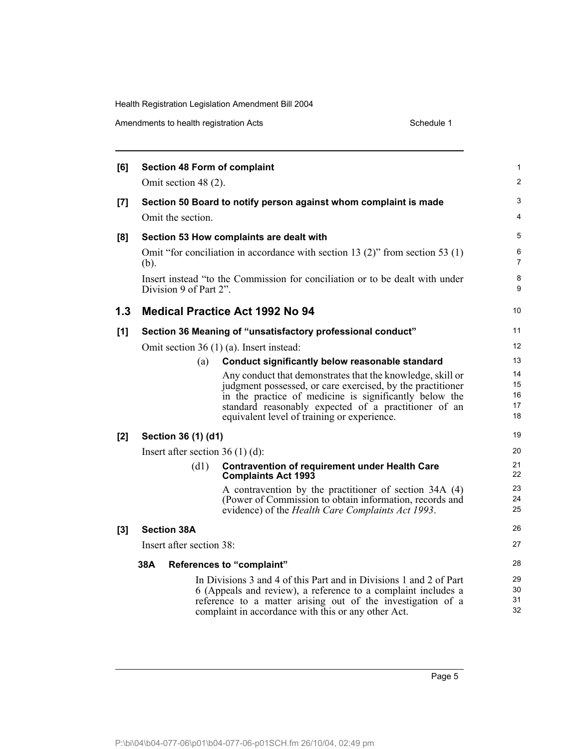**[6] Section 48 Form of complaint**

Omit section 48 (2).

**[7] Section 50 Board to notify person against whom complaint is made**

Omit the section.

**[8] Section 53 How complaints are dealt with**

Omit "for conciliation in accordance with section 13 (2)" from section 53 (1) (b).

Insert instead "to the Commission for conciliation or to be dealt with under Division 9 of Part 2".

## 1.3 Medical Practice Act 1992 No 94

**[1] Section 36 Meaning of "unsatisfactory professional conduct"**

Omit section 36 (1) (a). Insert instead:

(a) **Conduct significantly below reasonable standard**

Any conduct that demonstrates that the knowledge, skill or judgment possessed, or care exercised, by the practitioner in the practice of medicine is significantly below the standard reasonably expected of a practitioner of an equivalent level of training or experience.

**[2] Section 36 (1) (d1)**

Insert after section 36 (1) (d):

(d1) **Contravention of requirement under Health Care Complaints Act 1993**

A contravention by the practitioner of section 34A (4) (Power of Commission to obtain information, records and evidence) of the *Health Care Complaints Act 1993*.

**[3] Section 38A**

Insert after section 38:

**38A References to "complaint"**

In Divisions 3 and 4 of this Part and in Divisions 1 and 2 of Part 6 (Appeals and review), a reference to a complaint includes a reference to a matter arising out of the investigation of a complaint in accordance with this or any other Act.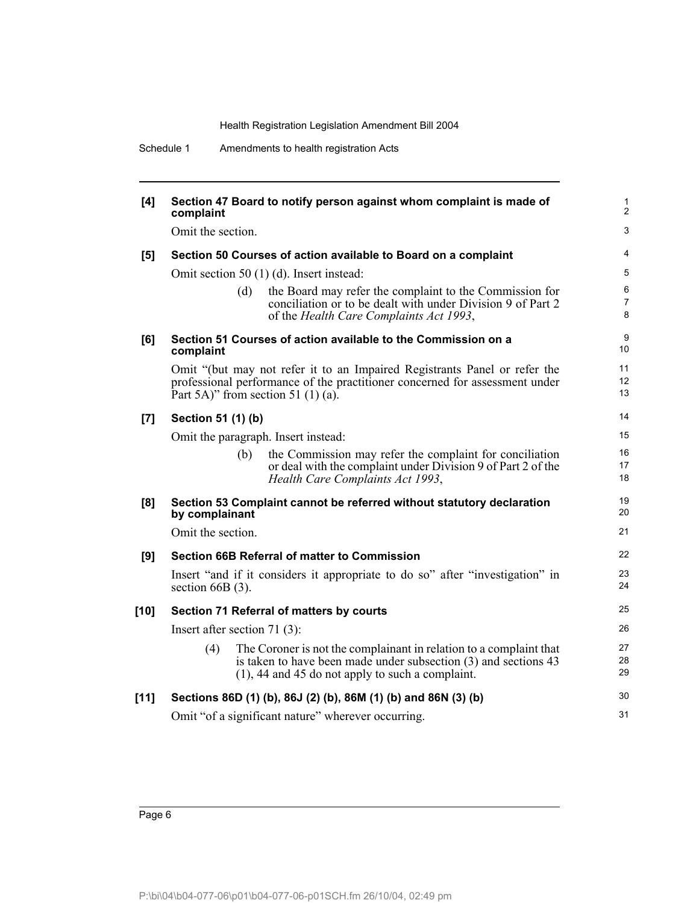**[4] Section 47 Board to notify person against whom complaint is made of complaint**

Omit the section.

**[5] Section 50 Courses of action available to Board on a complaint**

Omit section 50 (1) (d). Insert instead:

> (d) the Board may refer the complaint to the Commission for conciliation or to be dealt with under Division 9 of Part 2 of the *Health Care Complaints Act 1993*,

**[6] Section 51 Courses of action available to the Commission on a complaint**

Omit "(but may not refer it to an Impaired Registrants Panel or refer the professional performance of the practitioner concerned for assessment under Part 5A)" from section 51 (1) (a).

**[7] Section 51 (1) (b)**

Omit the paragraph. Insert instead:

> (b) the Commission may refer the complaint for conciliation or deal with the complaint under Division 9 of Part 2 of the *Health Care Complaints Act 1993*,

**[8] Section 53 Complaint cannot be referred without statutory declaration by complainant**

Omit the section.

**[9] Section 66B Referral of matter to Commission**

Insert "and if it considers it appropriate to do so" after "investigation" in section 66B (3).

**[10] Section 71 Referral of matters by courts**

Insert after section 71 (3):

> (4) The Coroner is not the complainant in relation to a complaint that is taken to have been made under subsection (3) and sections 43 (1), 44 and 45 do not apply to such a complaint.

**[11] Sections 86D (1) (b), 86J (2) (b), 86M (1) (b) and 86N (3) (b)**

Omit "of a significant nature" wherever occurring.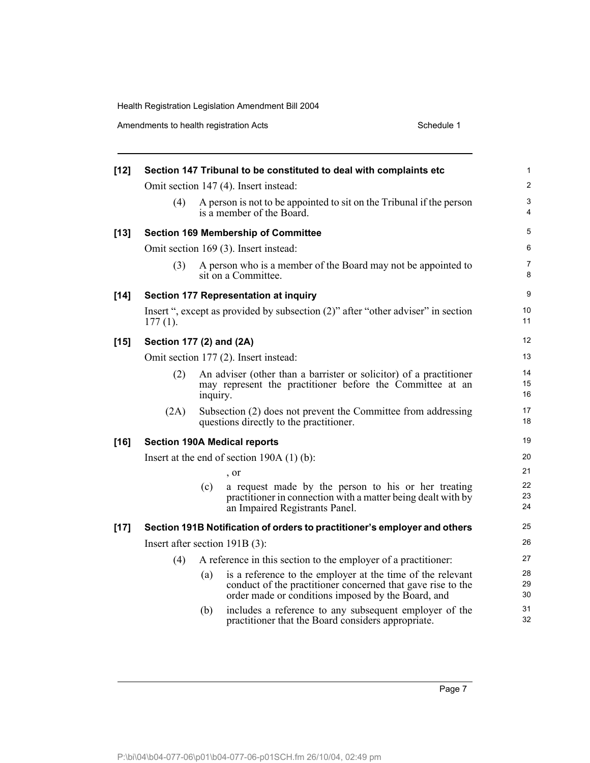**[12] Section 147 Tribunal to be constituted to deal with complaints etc**

Omit section 147 (4). Insert instead:

(4) A person is not to be appointed to sit on the Tribunal if the person is a member of the Board.

**[13] Section 169 Membership of Committee**

Omit section 169 (3). Insert instead:

(3) A person who is a member of the Board may not be appointed to sit on a Committee.

**[14] Section 177 Representation at inquiry**

Insert ", except as provided by subsection (2)" after "other adviser" in section 177 (1).

**[15] Section 177 (2) and (2A)**

Omit section 177 (2). Insert instead:

(2) An adviser (other than a barrister or solicitor) of a practitioner may represent the practitioner before the Committee at an inquiry.

(2A) Subsection (2) does not prevent the Committee from addressing questions directly to the practitioner.

**[16] Section 190A Medical reports**

Insert at the end of section 190A (1) (b):

, or

(c) a request made by the person to his or her treating practitioner in connection with a matter being dealt with by an Impaired Registrants Panel.

**[17] Section 191B Notification of orders to practitioner's employer and others**

Insert after section 191B (3):

(4) A reference in this section to the employer of a practitioner:

(a) is a reference to the employer at the time of the relevant conduct of the practitioner concerned that gave rise to the order made or conditions imposed by the Board, and

(b) includes a reference to any subsequent employer of the practitioner that the Board considers appropriate.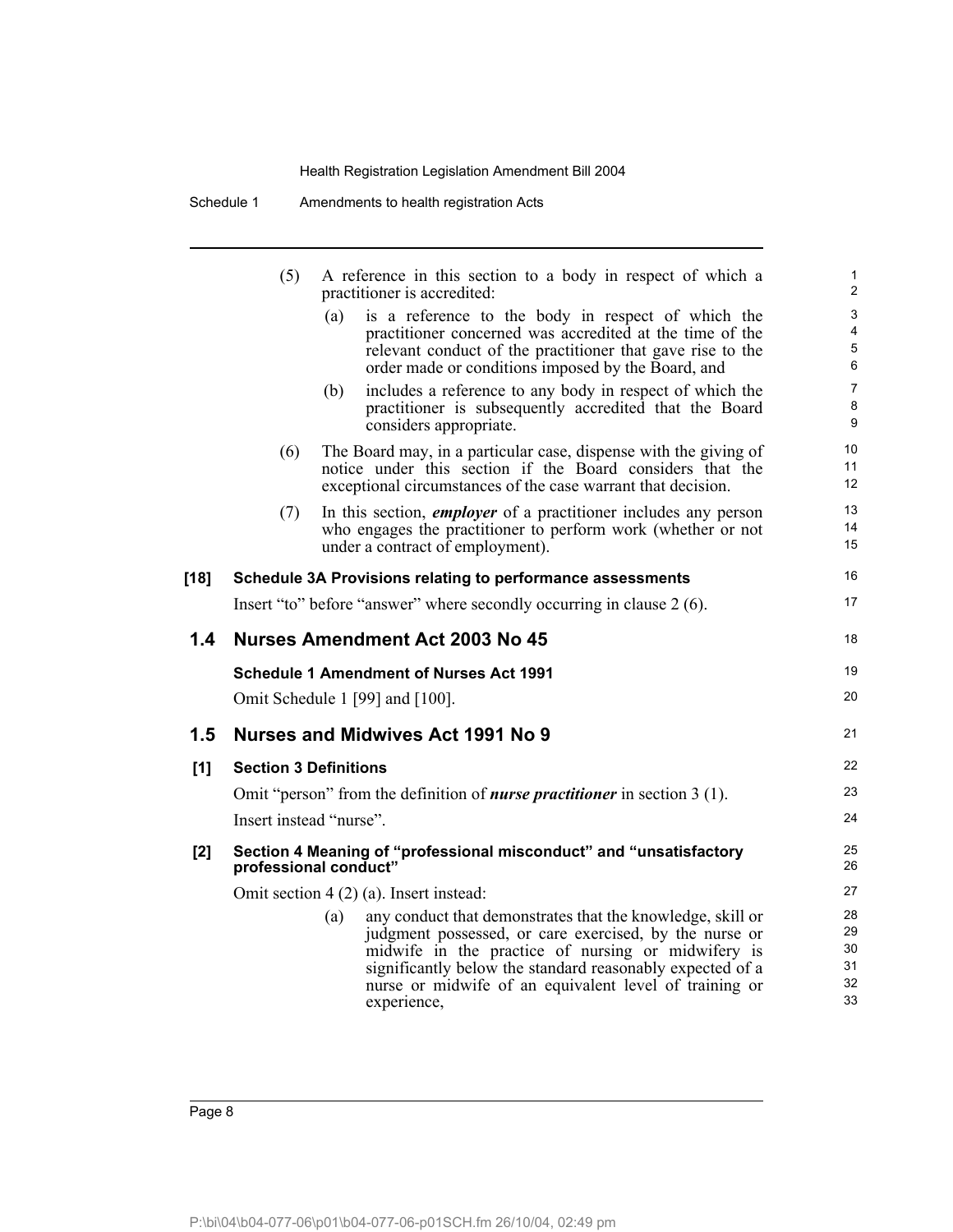(5) A reference in this section to a body in respect of which a practitioner is accredited:

(a) is a reference to the body in respect of which the practitioner concerned was accredited at the time of the relevant conduct of the practitioner that gave rise to the order made or conditions imposed by the Board, and

(b) includes a reference to any body in respect of which the practitioner is subsequently accredited that the Board considers appropriate.

(6) The Board may, in a particular case, dispense with the giving of notice under this section if the Board considers that the exceptional circumstances of the case warrant that decision.

(7) In this section, ***employer*** of a practitioner includes any person who engages the practitioner to perform work (whether or not under a contract of employment).

**[18] Schedule 3A Provisions relating to performance assessments**

Insert "to" before "answer" where secondly occurring in clause 2 (6).

## 1.4 Nurses Amendment Act 2003 No 45

**Schedule 1 Amendment of Nurses Act 1991**

Omit Schedule 1 [99] and [100].

## 1.5 Nurses and Midwives Act 1991 No 9

**[1] Section 3 Definitions**

Omit "person" from the definition of ***nurse practitioner*** in section 3 (1).

Insert instead "nurse".

**[2] Section 4 Meaning of "professional misconduct" and "unsatisfactory professional conduct"**

Omit section 4 (2) (a). Insert instead:

(a) any conduct that demonstrates that the knowledge, skill or judgment possessed, or care exercised, by the nurse or midwife in the practice of nursing or midwifery is significantly below the standard reasonably expected of a nurse or midwife of an equivalent level of training or experience,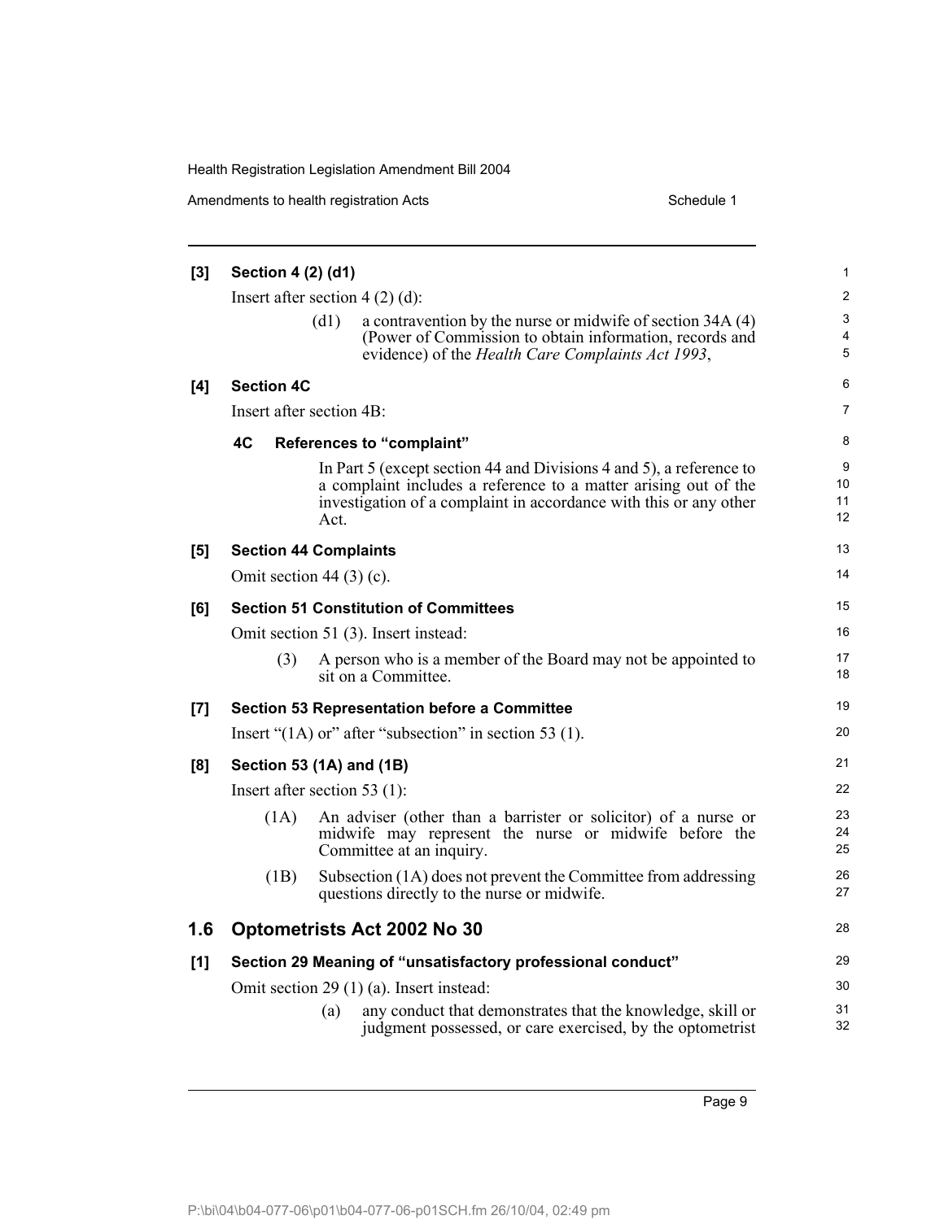**[3] Section 4 (2) (d1)**

Insert after section 4 (2) (d):

> (d1) a contravention by the nurse or midwife of section 34A (4) (Power of Commission to obtain information, records and evidence) of the *Health Care Complaints Act 1993*,

**[4] Section 4C**

Insert after section 4B:

> **4C References to "complaint"**
>
> In Part 5 (except section 44 and Divisions 4 and 5), a reference to a complaint includes a reference to a matter arising out of the investigation of a complaint in accordance with this or any other Act.

**[5] Section 44 Complaints**

Omit section 44 (3) (c).

**[6] Section 51 Constitution of Committees**

Omit section 51 (3). Insert instead:

> (3) A person who is a member of the Board may not be appointed to sit on a Committee.

**[7] Section 53 Representation before a Committee**

Insert "(1A) or" after "subsection" in section 53 (1).

**[8] Section 53 (1A) and (1B)**

Insert after section 53 (1):

> (1A) An adviser (other than a barrister or solicitor) of a nurse or midwife may represent the nurse or midwife before the Committee at an inquiry.
>
> (1B) Subsection (1A) does not prevent the Committee from addressing questions directly to the nurse or midwife.

## 1.6 Optometrists Act 2002 No 30

**[1] Section 29 Meaning of "unsatisfactory professional conduct"**

Omit section 29 (1) (a). Insert instead:

> (a) any conduct that demonstrates that the knowledge, skill or judgment possessed, or care exercised, by the optometrist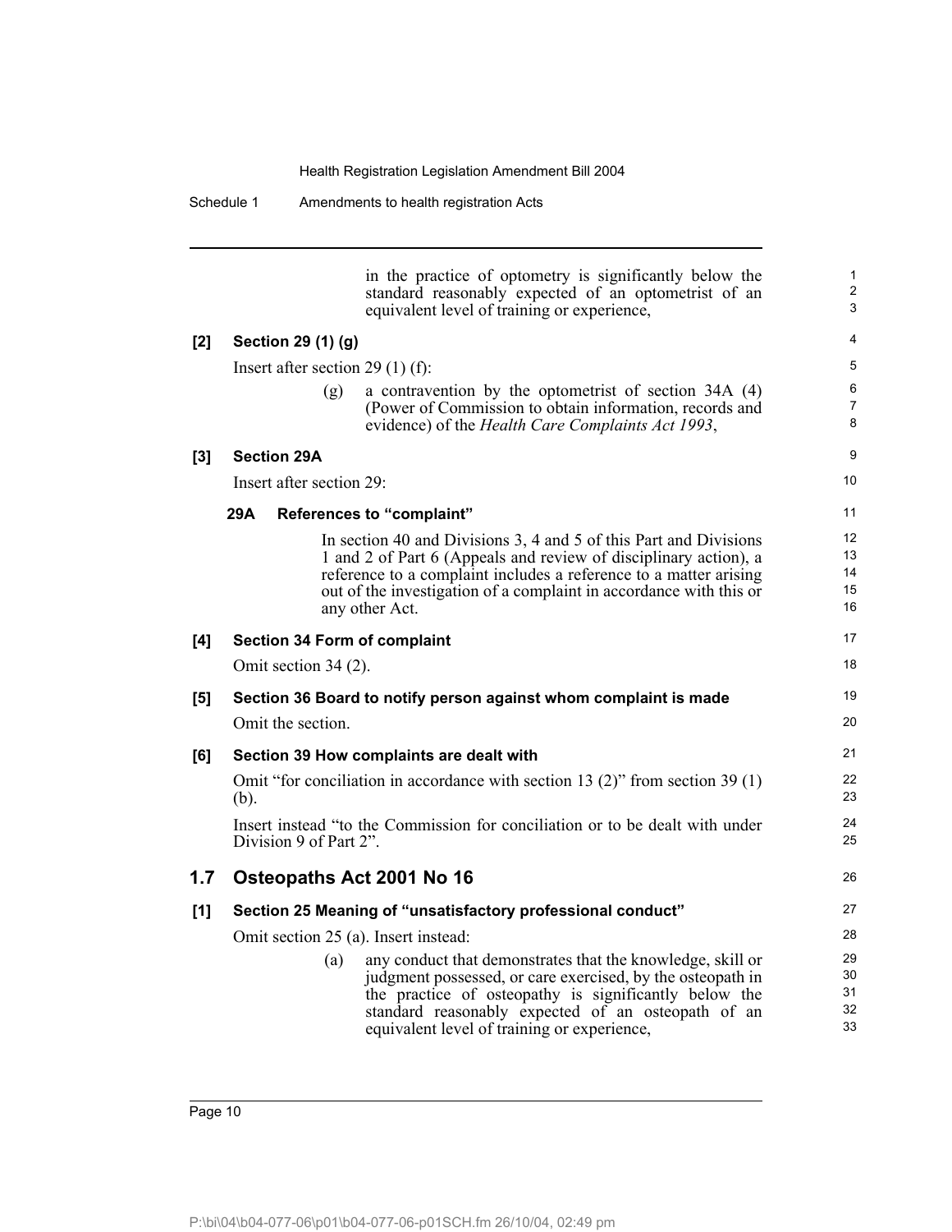in the practice of optometry is significantly below the standard reasonably expected of an optometrist of an equivalent level of training or experience,

**[2] Section 29 (1) (g)**

Insert after section 29 (1) (f):

(g) a contravention by the optometrist of section 34A (4) (Power of Commission to obtain information, records and evidence) of the *Health Care Complaints Act 1993*,

**[3] Section 29A**

Insert after section 29:

**29A References to "complaint"**

In section 40 and Divisions 3, 4 and 5 of this Part and Divisions 1 and 2 of Part 6 (Appeals and review of disciplinary action), a reference to a complaint includes a reference to a matter arising out of the investigation of a complaint in accordance with this or any other Act.

**[4] Section 34 Form of complaint**

Omit section 34 (2).

**[5] Section 36 Board to notify person against whom complaint is made**

Omit the section.

**[6] Section 39 How complaints are dealt with**

Omit "for conciliation in accordance with section 13 (2)" from section 39 (1) (b).

Insert instead "to the Commission for conciliation or to be dealt with under Division 9 of Part 2".

## 1.7 Osteopaths Act 2001 No 16

**[1] Section 25 Meaning of "unsatisfactory professional conduct"**

Omit section 25 (a). Insert instead:

(a) any conduct that demonstrates that the knowledge, skill or judgment possessed, or care exercised, by the osteopath in the practice of osteopathy is significantly below the standard reasonably expected of an osteopath of an equivalent level of training or experience,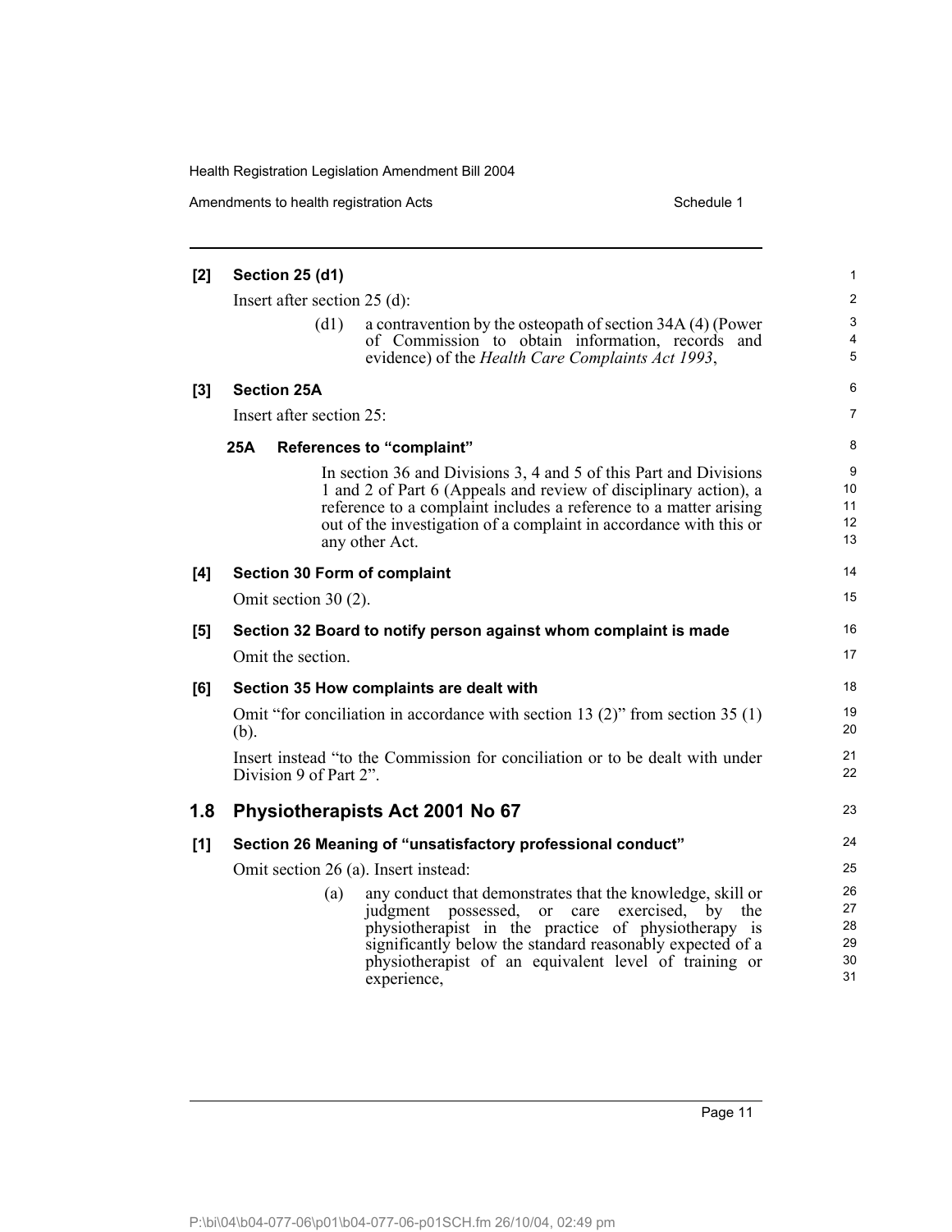**[2] Section 25 (d1)**

Insert after section 25 (d):

> (d1) a contravention by the osteopath of section 34A (4) (Power of Commission to obtain information, records and evidence) of the *Health Care Complaints Act 1993*,

**[3] Section 25A**

Insert after section 25:

> **25A References to "complaint"**
>
> In section 36 and Divisions 3, 4 and 5 of this Part and Divisions 1 and 2 of Part 6 (Appeals and review of disciplinary action), a reference to a complaint includes a reference to a matter arising out of the investigation of a complaint in accordance with this or any other Act.

**[4] Section 30 Form of complaint**

Omit section 30 (2).

**[5] Section 32 Board to notify person against whom complaint is made**

Omit the section.

**[6] Section 35 How complaints are dealt with**

Omit "for conciliation in accordance with section 13 (2)" from section 35 (1) (b).

Insert instead "to the Commission for conciliation or to be dealt with under Division 9 of Part 2".

## 1.8 Physiotherapists Act 2001 No 67

**[1] Section 26 Meaning of "unsatisfactory professional conduct"**

Omit section 26 (a). Insert instead:

> (a) any conduct that demonstrates that the knowledge, skill or judgment possessed, or care exercised, by the physiotherapist in the practice of physiotherapy is significantly below the standard reasonably expected of a physiotherapist of an equivalent level of training or experience,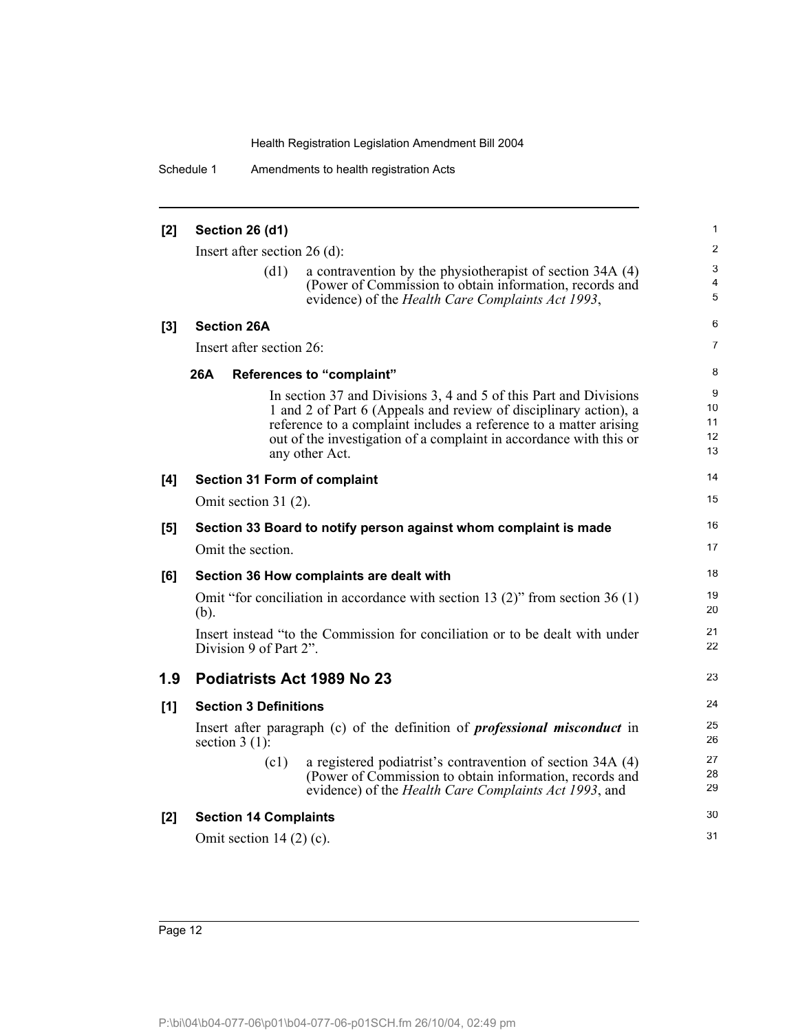**[2] Section 26 (d1)**

Insert after section 26 (d):

(d1) a contravention by the physiotherapist of section 34A (4) (Power of Commission to obtain information, records and evidence) of the *Health Care Complaints Act 1993*,

**[3] Section 26A**

Insert after section 26:

**26A References to "complaint"**

In section 37 and Divisions 3, 4 and 5 of this Part and Divisions 1 and 2 of Part 6 (Appeals and review of disciplinary action), a reference to a complaint includes a reference to a matter arising out of the investigation of a complaint in accordance with this or any other Act.

**[4] Section 31 Form of complaint**

Omit section 31 (2).

**[5] Section 33 Board to notify person against whom complaint is made**

Omit the section.

**[6] Section 36 How complaints are dealt with**

Omit "for conciliation in accordance with section 13 (2)" from section 36 (1) (b).

Insert instead "to the Commission for conciliation or to be dealt with under Division 9 of Part 2".

## 1.9 Podiatrists Act 1989 No 23

**[1] Section 3 Definitions**

Insert after paragraph (c) of the definition of ***professional misconduct*** in section 3 (1):

(c1) a registered podiatrist's contravention of section 34A (4) (Power of Commission to obtain information, records and evidence) of the *Health Care Complaints Act 1993*, and

**[2] Section 14 Complaints**

Omit section 14 (2) (c).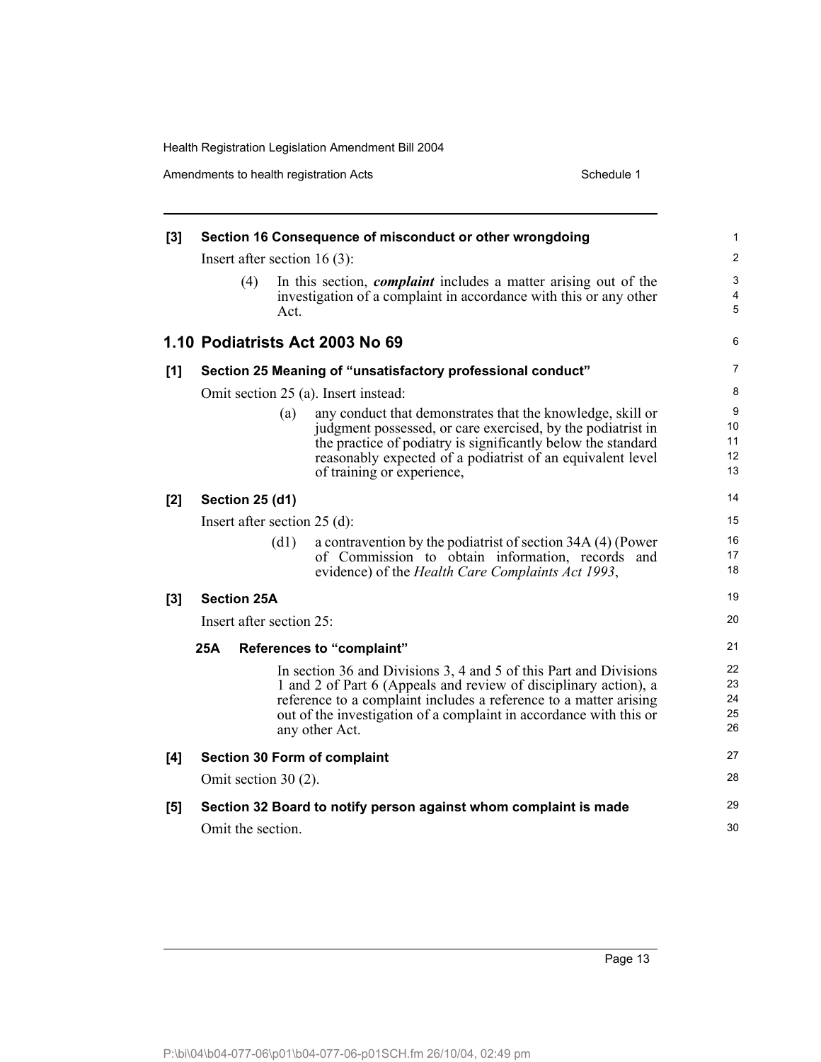**[3] Section 16 Consequence of misconduct or other wrongdoing**

Insert after section 16 (3):

> (4) In this section, ***complaint*** includes a matter arising out of the investigation of a complaint in accordance with this or any other Act.

## 1.10 Podiatrists Act 2003 No 69

**[1] Section 25 Meaning of "unsatisfactory professional conduct"**

Omit section 25 (a). Insert instead:

> (a) any conduct that demonstrates that the knowledge, skill or judgment possessed, or care exercised, by the podiatrist in the practice of podiatry is significantly below the standard reasonably expected of a podiatrist of an equivalent level of training or experience,

**[2] Section 25 (d1)**

Insert after section 25 (d):

> (d1) a contravention by the podiatrist of section 34A (4) (Power of Commission to obtain information, records and evidence) of the *Health Care Complaints Act 1993*,

**[3] Section 25A**

Insert after section 25:

> **25A References to "complaint"**
>
> In section 36 and Divisions 3, 4 and 5 of this Part and Divisions 1 and 2 of Part 6 (Appeals and review of disciplinary action), a reference to a complaint includes a reference to a matter arising out of the investigation of a complaint in accordance with this or any other Act.

**[4] Section 30 Form of complaint**

Omit section 30 (2).

**[5] Section 32 Board to notify person against whom complaint is made**

Omit the section.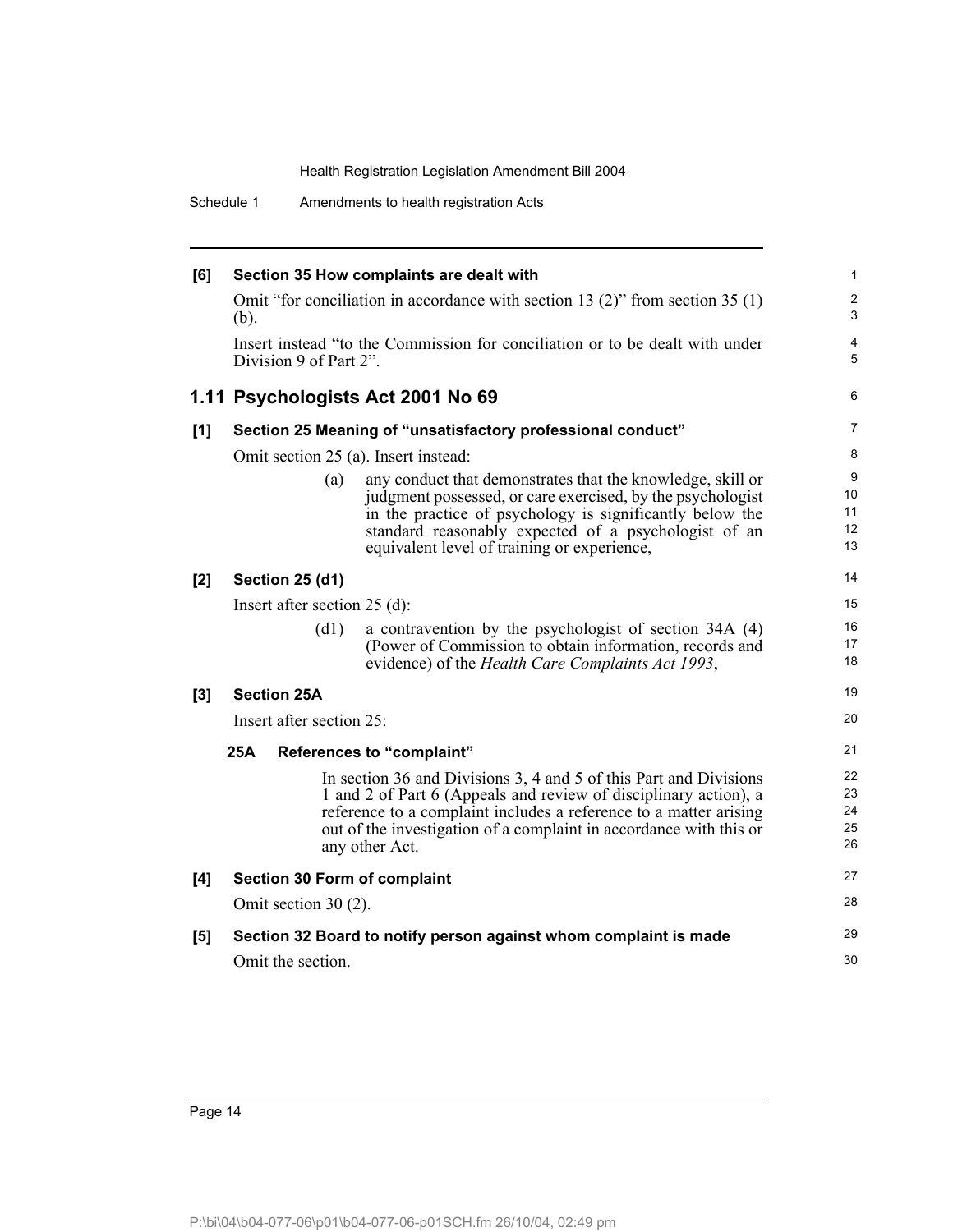**[6] Section 35 How complaints are dealt with**

Omit "for conciliation in accordance with section 13 (2)" from section 35 (1) (b).

Insert instead "to the Commission for conciliation or to be dealt with under Division 9 of Part 2".

## 1.11 Psychologists Act 2001 No 69

**[1] Section 25 Meaning of "unsatisfactory professional conduct"**

Omit section 25 (a). Insert instead:

> (a) any conduct that demonstrates that the knowledge, skill or judgment possessed, or care exercised, by the psychologist in the practice of psychology is significantly below the standard reasonably expected of a psychologist of an equivalent level of training or experience,

**[2] Section 25 (d1)**

Insert after section 25 (d):

> (d1) a contravention by the psychologist of section 34A (4) (Power of Commission to obtain information, records and evidence) of the *Health Care Complaints Act 1993*,

**[3] Section 25A**

Insert after section 25:

> **25A References to "complaint"**
>
> In section 36 and Divisions 3, 4 and 5 of this Part and Divisions 1 and 2 of Part 6 (Appeals and review of disciplinary action), a reference to a complaint includes a reference to a matter arising out of the investigation of a complaint in accordance with this or any other Act.

**[4] Section 30 Form of complaint**

Omit section 30 (2).

**[5] Section 32 Board to notify person against whom complaint is made**

Omit the section.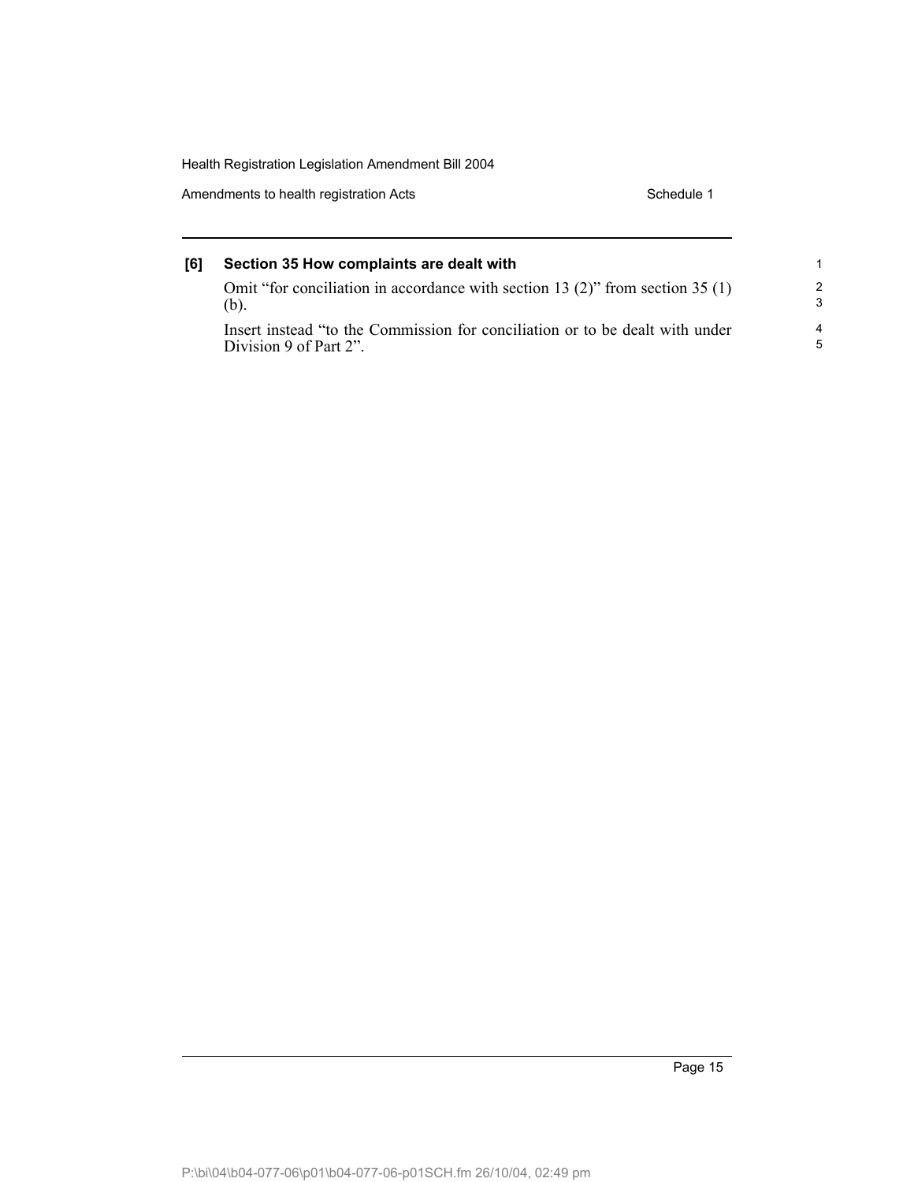**[6] Section 35 How complaints are dealt with**

Omit "for conciliation in accordance with section 13 (2)" from section 35 (1) (b).

Insert instead "to the Commission for conciliation or to be dealt with under Division 9 of Part 2".